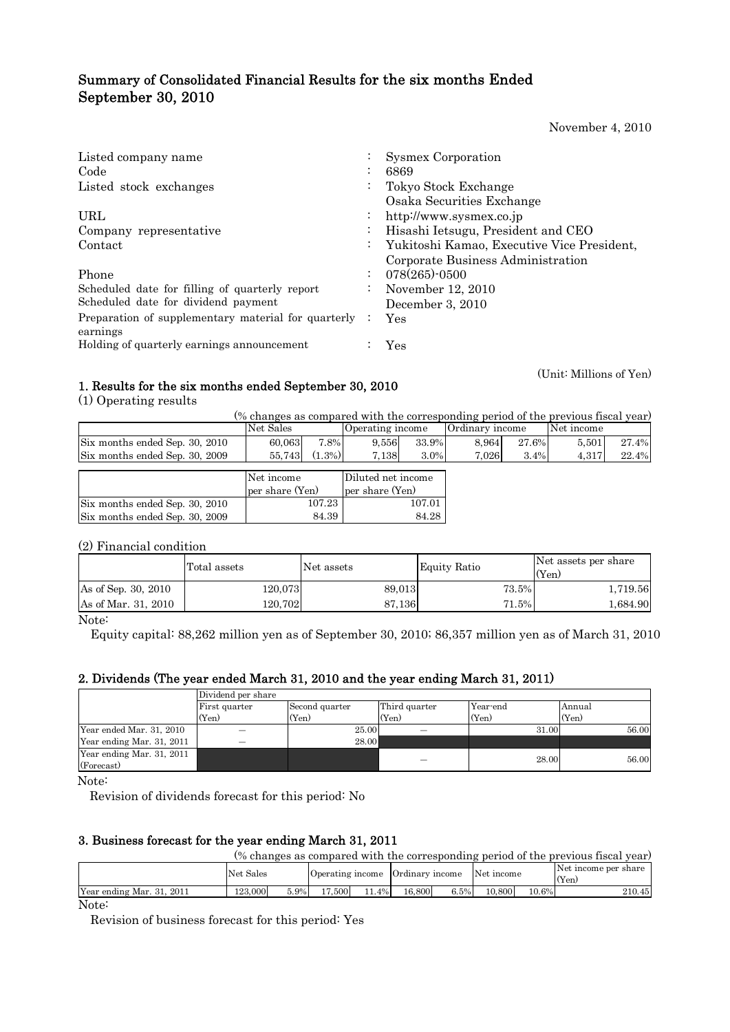# Summary of Consolidated Financial Results for the six months Ended September 30, 2010

November 4, 2010

| | | |
|---|---|---|
| Listed company name | : | Sysmex Corporation |
| Code | : | 6869 |
| Listed stock exchanges | : | Tokyo Stock Exchange<br>Osaka Securities Exchange |
| URL | : | http://www.sysmex.co.jp |
| Company representative | : | Hisashi Ietsugu, President and CEO |
| Contact | : | Yukitoshi Kamao, Executive Vice President, Corporate Business Administration |
| Phone | : | 078(265)-0500 |
| Scheduled date for filling of quarterly report | : | November 12, 2010 |
| Scheduled date for dividend payment | | December 3, 2010 |
| Preparation of supplementary material for quarterly earnings | : | Yes |
| Holding of quarterly earnings announcement | : | Yes |

(Unit: Millions of Yen)

## 1. Results for the six months ended September 30, 2010

(1) Operating results

(% changes as compared with the corresponding period of the previous fiscal year)

| | Net Sales | | Operating income | | Ordinary income | | Net income | |
|---|---|---|---|---|---|---|---|---|
| Six months ended Sep. 30, 2010 | 60,063 | 7.8% | 9,556 | 33.9% | 8,964 | 27.6% | 5,501 | 27.4% |
| Six months ended Sep. 30, 2009 | 55,743 | (1.3%) | 7,138 | 3.0% | 7,026 | 3.4% | 4,317 | 22.4% |

| | Net income per share (Yen) | Diluted net income per share (Yen) |
|---|---|---|
| Six months ended Sep. 30, 2010 | 107.23 | 107.01 |
| Six months ended Sep. 30, 2009 | 84.39 | 84.28 |

(2) Financial condition

| | Total assets | Net assets | Equity Ratio | Net assets per share (Yen) |
|---|---|---|---|---|
| As of Sep. 30, 2010 | 120,073 | 89,013 | 73.5% | 1,719.56 |
| As of Mar. 31, 2010 | 120,702 | 87,136 | 71.5% | 1,684.90 |

Note:

Equity capital: 88,262 million yen as of September 30, 2010; 86,357 million yen as of March 31, 2010

## 2. Dividends (The year ended March 31, 2010 and the year ending March 31, 2011)

| | Dividend per share | | | | |
|---|---|---|---|---|---|
| | First quarter (Yen) | Second quarter (Yen) | Third quarter (Yen) | Year-end (Yen) | Annual (Yen) |
| Year ended Mar. 31, 2010 | — | 25.00 | — | 31.00 | 56.00 |
| Year ending Mar. 31, 2011 | — | 28.00 | | | |
| Year ending Mar. 31, 2011 (Forecast) | | | — | 28.00 | 56.00 |

Note:

Revision of dividends forecast for this period: No

## 3. Business forecast for the year ending March 31, 2011

(% changes as compared with the corresponding period of the previous fiscal year)

| | Net Sales | | Operating income | | Ordinary income | | Net income | | Net income per share (Yen) |
|---|---|---|---|---|---|---|---|---|---|
| Year ending Mar. 31, 2011 | 123,000 | 5.9% | 17,500 | 11.4% | 16,800 | 6.5% | 10,800 | 10.6% | 210.45 |

Note:

Revision of business forecast for this period: Yes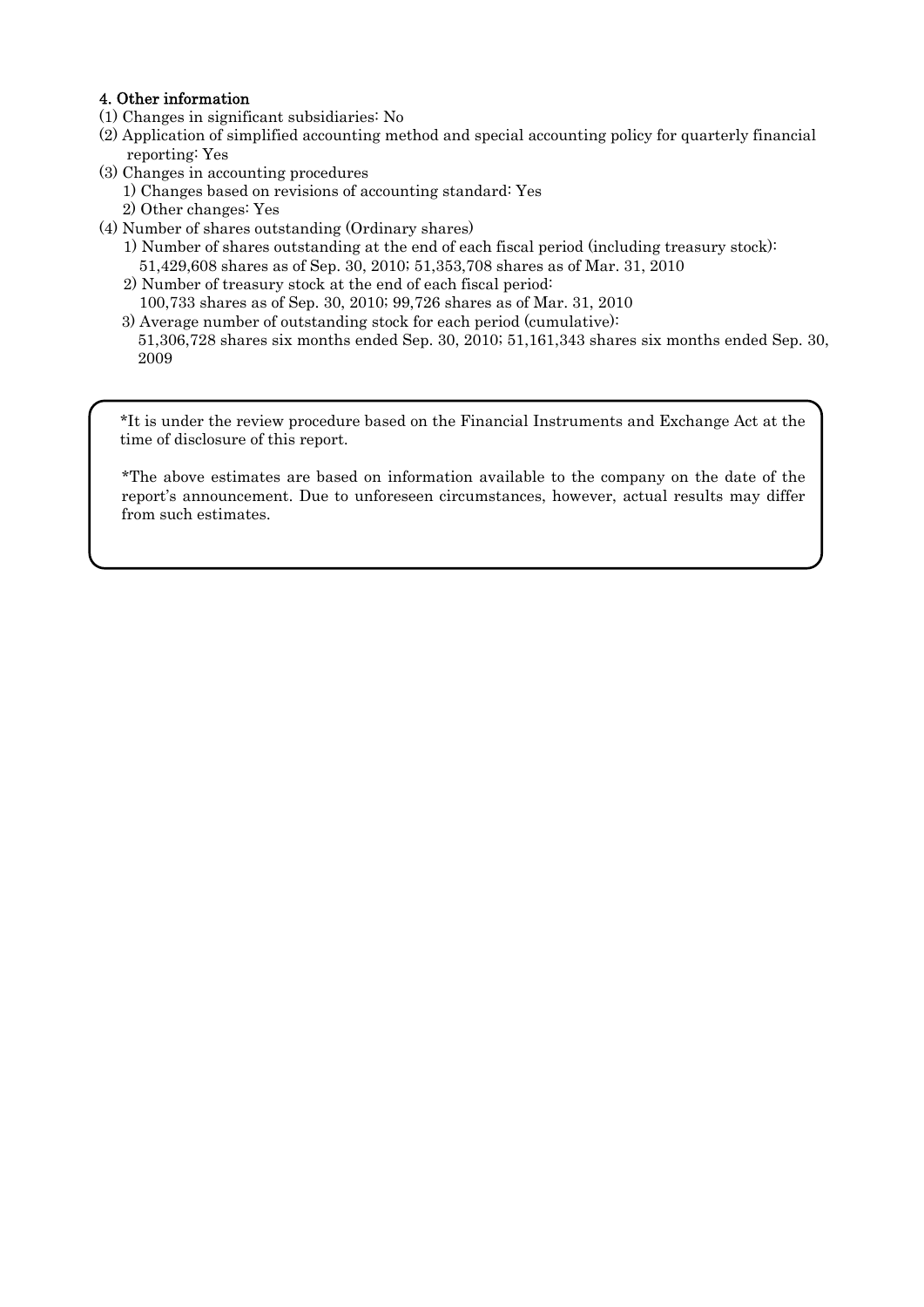### 4. Other information

(1) Changes in significant subsidiaries: No

(2) Application of simplified accounting method and special accounting policy for quarterly financial reporting: Yes

(3) Changes in accounting procedures
   1) Changes based on revisions of accounting standard: Yes
   2) Other changes: Yes

(4) Number of shares outstanding (Ordinary shares)
   1) Number of shares outstanding at the end of each fiscal period (including treasury stock):
      51,429,608 shares as of Sep. 30, 2010; 51,353,708 shares as of Mar. 31, 2010
   2) Number of treasury stock at the end of each fiscal period:
      100,733 shares as of Sep. 30, 2010; 99,726 shares as of Mar. 31, 2010
   3) Average number of outstanding stock for each period (cumulative):
      51,306,728 shares six months ended Sep. 30, 2010; 51,161,343 shares six months ended Sep. 30, 2009

*It is under the review procedure based on the Financial Instruments and Exchange Act at the time of disclosure of this report.

*The above estimates are based on information available to the company on the date of the report's announcement. Due to unforeseen circumstances, however, actual results may differ from such estimates.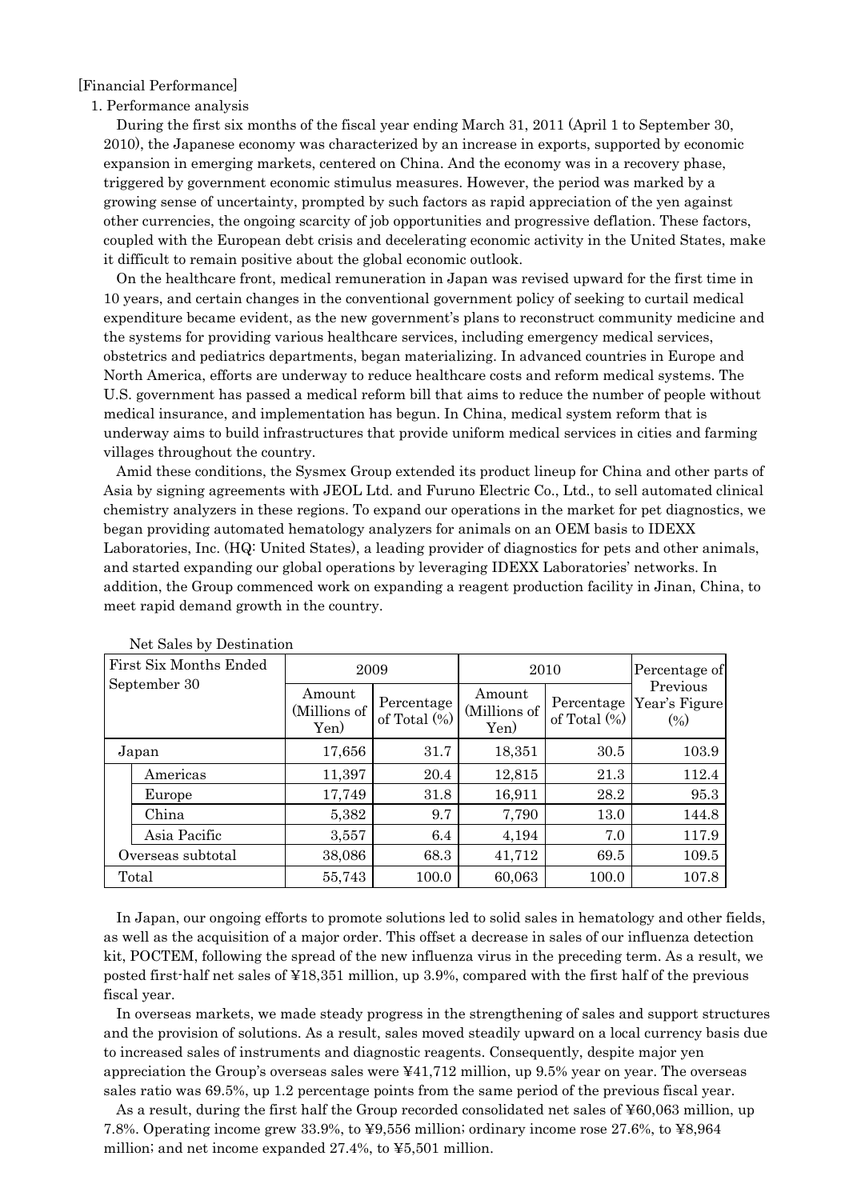[Financial Performance]

1. Performance analysis

During the first six months of the fiscal year ending March 31, 2011 (April 1 to September 30, 2010), the Japanese economy was characterized by an increase in exports, supported by economic expansion in emerging markets, centered on China. And the economy was in a recovery phase, triggered by government economic stimulus measures. However, the period was marked by a growing sense of uncertainty, prompted by such factors as rapid appreciation of the yen against other currencies, the ongoing scarcity of job opportunities and progressive deflation. These factors, coupled with the European debt crisis and decelerating economic activity in the United States, make it difficult to remain positive about the global economic outlook.

On the healthcare front, medical remuneration in Japan was revised upward for the first time in 10 years, and certain changes in the conventional government policy of seeking to curtail medical expenditure became evident, as the new government's plans to reconstruct community medicine and the systems for providing various healthcare services, including emergency medical services, obstetrics and pediatrics departments, began materializing. In advanced countries in Europe and North America, efforts are underway to reduce healthcare costs and reform medical systems. The U.S. government has passed a medical reform bill that aims to reduce the number of people without medical insurance, and implementation has begun. In China, medical system reform that is underway aims to build infrastructures that provide uniform medical services in cities and farming villages throughout the country.

Amid these conditions, the Sysmex Group extended its product lineup for China and other parts of Asia by signing agreements with JEOL Ltd. and Furuno Electric Co., Ltd., to sell automated clinical chemistry analyzers in these regions. To expand our operations in the market for pet diagnostics, we began providing automated hematology analyzers for animals on an OEM basis to IDEXX Laboratories, Inc. (HQ: United States), a leading provider of diagnostics for pets and other animals, and started expanding our global operations by leveraging IDEXX Laboratories' networks. In addition, the Group commenced work on expanding a reagent production facility in Jinan, China, to meet rapid demand growth in the country.

Net Sales by Destination

| First Six Months Ended September 30 | 2009 | | 2010 | | Percentage of Previous Year's Figure (%) |
|---|---|---|---|---|---|
| | Amount (Millions of Yen) | Percentage of Total (%) | Amount (Millions of Yen) | Percentage of Total (%) | |
| Japan | 17,656 | 31.7 | 18,351 | 30.5 | 103.9 |
| Americas | 11,397 | 20.4 | 12,815 | 21.3 | 112.4 |
| Europe | 17,749 | 31.8 | 16,911 | 28.2 | 95.3 |
| China | 5,382 | 9.7 | 7,790 | 13.0 | 144.8 |
| Asia Pacific | 3,557 | 6.4 | 4,194 | 7.0 | 117.9 |
| Overseas subtotal | 38,086 | 68.3 | 41,712 | 69.5 | 109.5 |
| Total | 55,743 | 100.0 | 60,063 | 100.0 | 107.8 |

In Japan, our ongoing efforts to promote solutions led to solid sales in hematology and other fields, as well as the acquisition of a major order. This offset a decrease in sales of our influenza detection kit, POCTEM, following the spread of the new influenza virus in the preceding term. As a result, we posted first-half net sales of ¥18,351 million, up 3.9%, compared with the first half of the previous fiscal year.

In overseas markets, we made steady progress in the strengthening of sales and support structures and the provision of solutions. As a result, sales moved steadily upward on a local currency basis due to increased sales of instruments and diagnostic reagents. Consequently, despite major yen appreciation the Group's overseas sales were ¥41,712 million, up 9.5% year on year. The overseas sales ratio was 69.5%, up 1.2 percentage points from the same period of the previous fiscal year.

As a result, during the first half the Group recorded consolidated net sales of ¥60,063 million, up 7.8%. Operating income grew 33.9%, to ¥9,556 million; ordinary income rose 27.6%, to ¥8,964 million; and net income expanded 27.4%, to ¥5,501 million.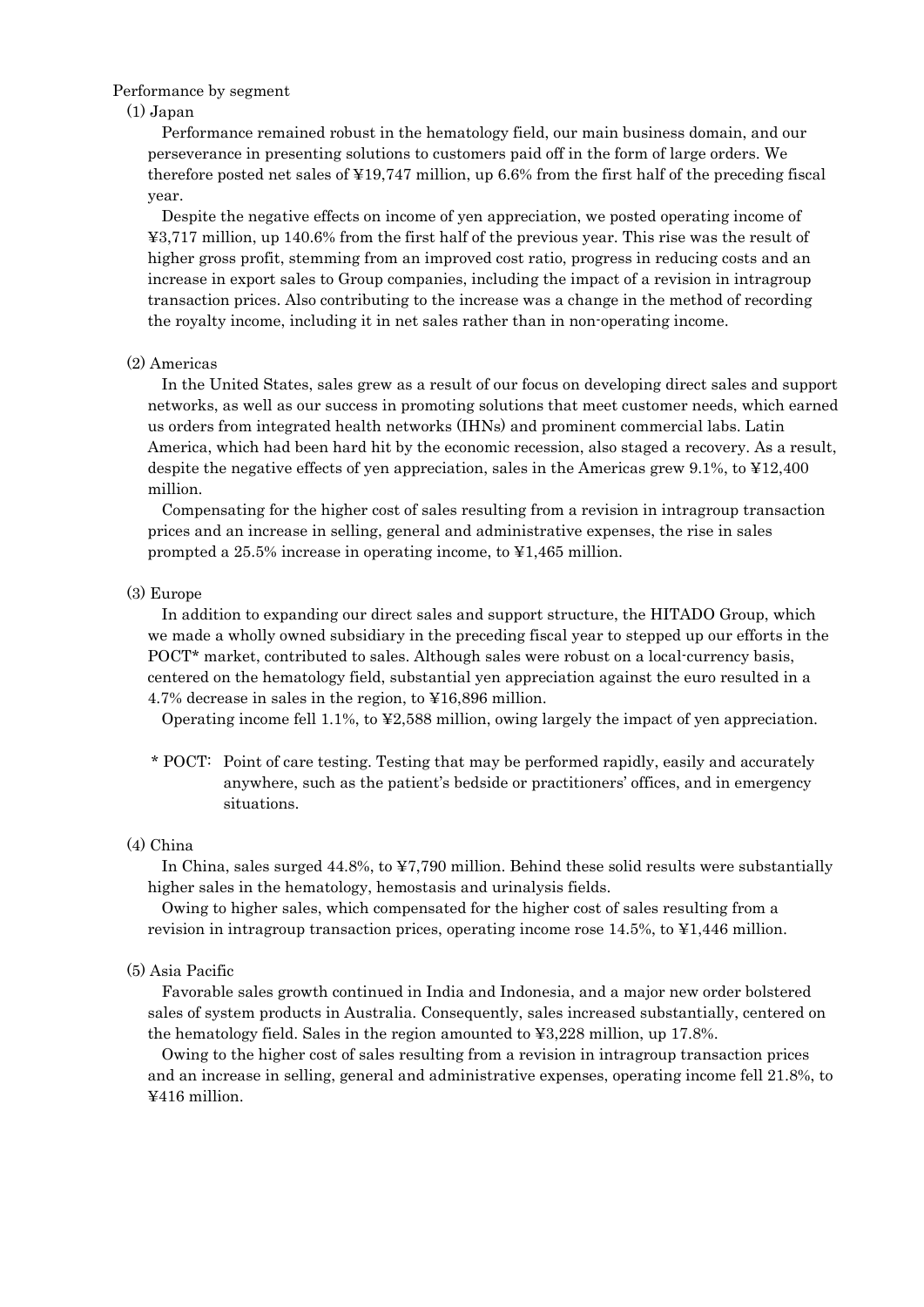Performance by segment

(1) Japan

Performance remained robust in the hematology field, our main business domain, and our perseverance in presenting solutions to customers paid off in the form of large orders. We therefore posted net sales of ¥19,747 million, up 6.6% from the first half of the preceding fiscal year.

Despite the negative effects on income of yen appreciation, we posted operating income of ¥3,717 million, up 140.6% from the first half of the previous year. This rise was the result of higher gross profit, stemming from an improved cost ratio, progress in reducing costs and an increase in export sales to Group companies, including the impact of a revision in intragroup transaction prices. Also contributing to the increase was a change in the method of recording the royalty income, including it in net sales rather than in non-operating income.

(2) Americas

In the United States, sales grew as a result of our focus on developing direct sales and support networks, as well as our success in promoting solutions that meet customer needs, which earned us orders from integrated health networks (IHNs) and prominent commercial labs. Latin America, which had been hard hit by the economic recession, also staged a recovery. As a result, despite the negative effects of yen appreciation, sales in the Americas grew 9.1%, to ¥12,400 million.

Compensating for the higher cost of sales resulting from a revision in intragroup transaction prices and an increase in selling, general and administrative expenses, the rise in sales prompted a 25.5% increase in operating income, to ¥1,465 million.

(3) Europe

In addition to expanding our direct sales and support structure, the HITADO Group, which we made a wholly owned subsidiary in the preceding fiscal year to stepped up our efforts in the POCT* market, contributed to sales. Although sales were robust on a local-currency basis, centered on the hematology field, substantial yen appreciation against the euro resulted in a 4.7% decrease in sales in the region, to ¥16,896 million.

Operating income fell 1.1%, to ¥2,588 million, owing largely the impact of yen appreciation.

\* POCT: Point of care testing. Testing that may be performed rapidly, easily and accurately anywhere, such as the patient's bedside or practitioners' offices, and in emergency situations.

(4) China

In China, sales surged 44.8%, to ¥7,790 million. Behind these solid results were substantially higher sales in the hematology, hemostasis and urinalysis fields.

Owing to higher sales, which compensated for the higher cost of sales resulting from a revision in intragroup transaction prices, operating income rose 14.5%, to ¥1,446 million.

(5) Asia Pacific

Favorable sales growth continued in India and Indonesia, and a major new order bolstered sales of system products in Australia. Consequently, sales increased substantially, centered on the hematology field. Sales in the region amounted to ¥3,228 million, up 17.8%.

Owing to the higher cost of sales resulting from a revision in intragroup transaction prices and an increase in selling, general and administrative expenses, operating income fell 21.8%, to ¥416 million.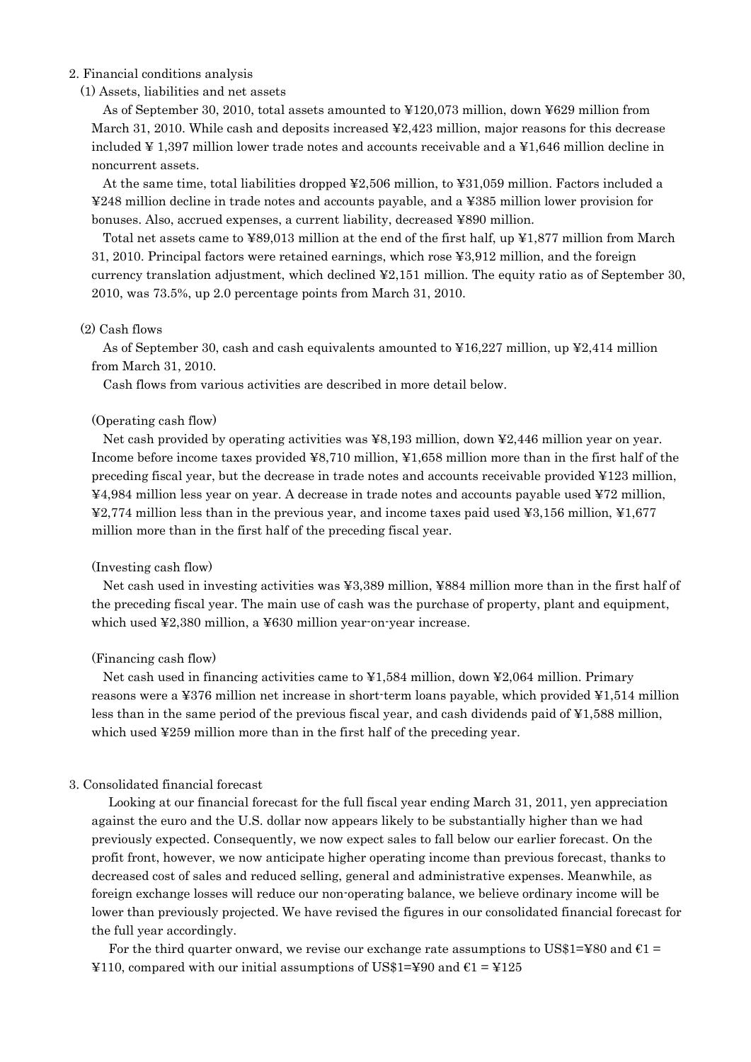## 2. Financial conditions analysis

### (1) Assets, liabilities and net assets

As of September 30, 2010, total assets amounted to ¥120,073 million, down ¥629 million from March 31, 2010. While cash and deposits increased ¥2,423 million, major reasons for this decrease included ¥ 1,397 million lower trade notes and accounts receivable and a ¥1,646 million decline in noncurrent assets.

At the same time, total liabilities dropped ¥2,506 million, to ¥31,059 million. Factors included a ¥248 million decline in trade notes and accounts payable, and a ¥385 million lower provision for bonuses. Also, accrued expenses, a current liability, decreased ¥890 million.

Total net assets came to ¥89,013 million at the end of the first half, up ¥1,877 million from March 31, 2010. Principal factors were retained earnings, which rose ¥3,912 million, and the foreign currency translation adjustment, which declined ¥2,151 million. The equity ratio as of September 30, 2010, was 73.5%, up 2.0 percentage points from March 31, 2010.

### (2) Cash flows

As of September 30, cash and cash equivalents amounted to ¥16,227 million, up ¥2,414 million from March 31, 2010.

Cash flows from various activities are described in more detail below.

(Operating cash flow)

Net cash provided by operating activities was ¥8,193 million, down ¥2,446 million year on year. Income before income taxes provided ¥8,710 million, ¥1,658 million more than in the first half of the preceding fiscal year, but the decrease in trade notes and accounts receivable provided ¥123 million, ¥4,984 million less year on year. A decrease in trade notes and accounts payable used ¥72 million, ¥2,774 million less than in the previous year, and income taxes paid used ¥3,156 million, ¥1,677 million more than in the first half of the preceding fiscal year.

(Investing cash flow)

Net cash used in investing activities was ¥3,389 million, ¥884 million more than in the first half of the preceding fiscal year. The main use of cash was the purchase of property, plant and equipment, which used ¥2,380 million, a ¥630 million year-on-year increase.

(Financing cash flow)

Net cash used in financing activities came to ¥1,584 million, down ¥2,064 million. Primary reasons were a ¥376 million net increase in short-term loans payable, which provided ¥1,514 million less than in the same period of the previous fiscal year, and cash dividends paid of ¥1,588 million, which used ¥259 million more than in the first half of the preceding year.

## 3. Consolidated financial forecast

Looking at our financial forecast for the full fiscal year ending March 31, 2011, yen appreciation against the euro and the U.S. dollar now appears likely to be substantially higher than we had previously expected. Consequently, we now expect sales to fall below our earlier forecast. On the profit front, however, we now anticipate higher operating income than previous forecast, thanks to decreased cost of sales and reduced selling, general and administrative expenses. Meanwhile, as foreign exchange losses will reduce our non-operating balance, we believe ordinary income will be lower than previously projected. We have revised the figures in our consolidated financial forecast for the full year accordingly.

For the third quarter onward, we revise our exchange rate assumptions to US$1=¥80 and €1 = ¥110, compared with our initial assumptions of US$1=¥90 and €1 = ¥125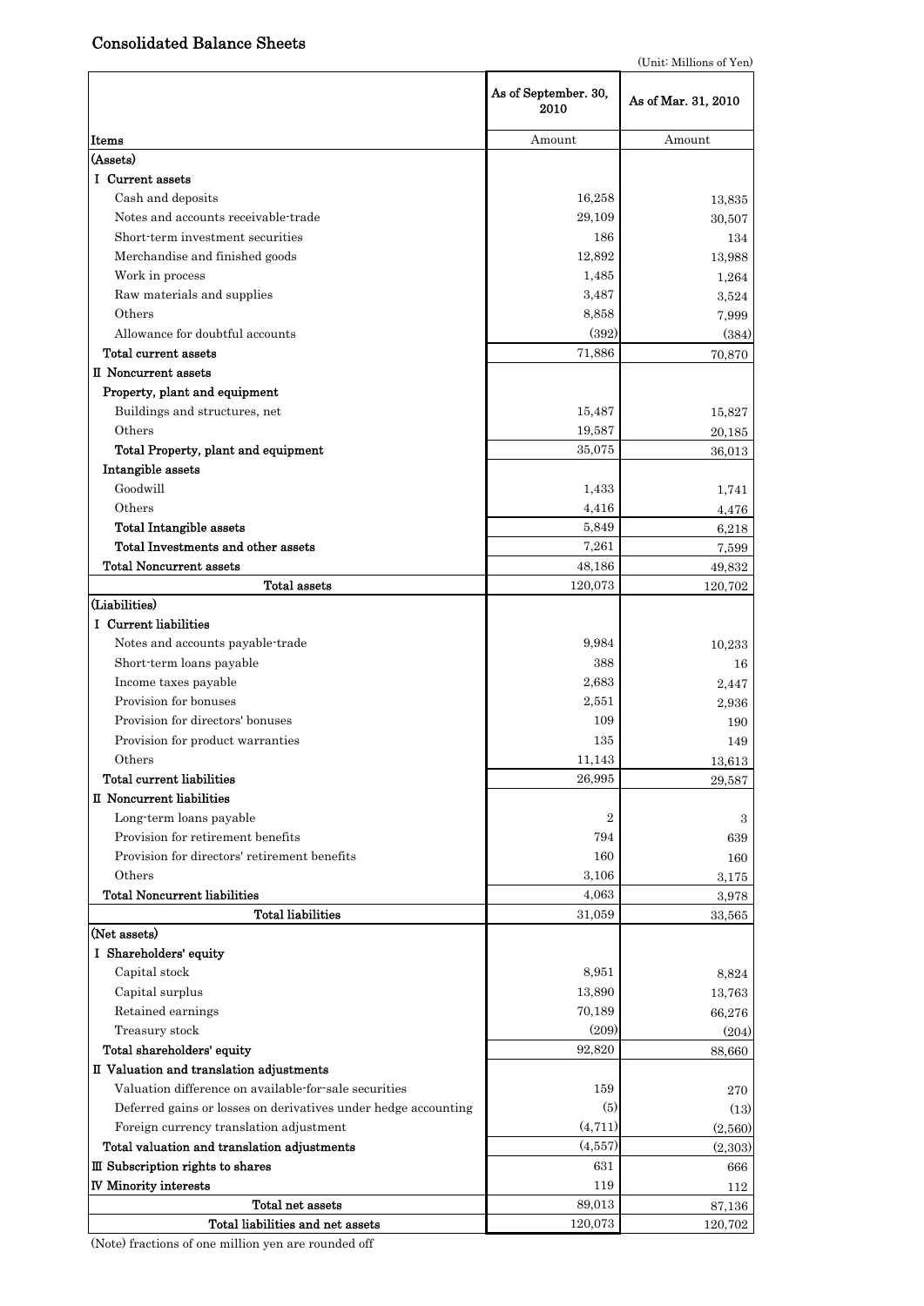## Consolidated Balance Sheets

(Unit: Millions of Yen)

| Items | As of September. 30, 2010 | As of Mar. 31, 2010 |
|---|---|---|
| | Amount | Amount |
| (Assets) | | |
| Ⅰ Current assets | | |
| Cash and deposits | 16,258 | 13,835 |
| Notes and accounts receivable-trade | 29,109 | 30,507 |
| Short-term investment securities | 186 | 134 |
| Merchandise and finished goods | 12,892 | 13,988 |
| Work in process | 1,485 | 1,264 |
| Raw materials and supplies | 3,487 | 3,524 |
| Others | 8,858 | 7,999 |
| Allowance for doubtful accounts | (392) | (384) |
| Total current assets | 71,886 | 70,870 |
| Ⅱ Noncurrent assets | | |
| Property, plant and equipment | | |
| Buildings and structures, net | 15,487 | 15,827 |
| Others | 19,587 | 20,185 |
| Total Property, plant and equipment | 35,075 | 36,013 |
| Intangible assets | | |
| Goodwill | 1,433 | 1,741 |
| Others | 4,416 | 4,476 |
| Total Intangible assets | 5,849 | 6,218 |
| Total Investments and other assets | 7,261 | 7,599 |
| Total Noncurrent assets | 48,186 | 49,832 |
| Total assets | 120,073 | 120,702 |
| (Liabilities) | | |
| Ⅰ Current liabilities | | |
| Notes and accounts payable-trade | 9,984 | 10,233 |
| Short-term loans payable | 388 | 16 |
| Income taxes payable | 2,683 | 2,447 |
| Provision for bonuses | 2,551 | 2,936 |
| Provision for directors' bonuses | 109 | 190 |
| Provision for product warranties | 135 | 149 |
| Others | 11,143 | 13,613 |
| Total current liabilities | 26,995 | 29,587 |
| Ⅱ Noncurrent liabilities | | |
| Long-term loans payable | 2 | 3 |
| Provision for retirement benefits | 794 | 639 |
| Provision for directors' retirement benefits | 160 | 160 |
| Others | 3,106 | 3,175 |
| Total Noncurrent liabilities | 4,063 | 3,978 |
| Total liabilities | 31,059 | 33,565 |
| (Net assets) | | |
| Ⅰ Shareholders' equity | | |
| Capital stock | 8,951 | 8,824 |
| Capital surplus | 13,890 | 13,763 |
| Retained earnings | 70,189 | 66,276 |
| Treasury stock | (209) | (204) |
| Total shareholders' equity | 92,820 | 88,660 |
| Ⅱ Valuation and translation adjustments | | |
| Valuation difference on available-for-sale securities | 159 | 270 |
| Deferred gains or losses on derivatives under hedge accounting | (5) | (13) |
| Foreign currency translation adjustment | (4,711) | (2,560) |
| Total valuation and translation adjustments | (4,557) | (2,303) |
| Ⅲ Subscription rights to shares | 631 | 666 |
| Ⅳ Minority interests | 119 | 112 |
| Total net assets | 89,013 | 87,136 |
| Total liabilities and net assets | 120,073 | 120,702 |

(Note) fractions of one million yen are rounded off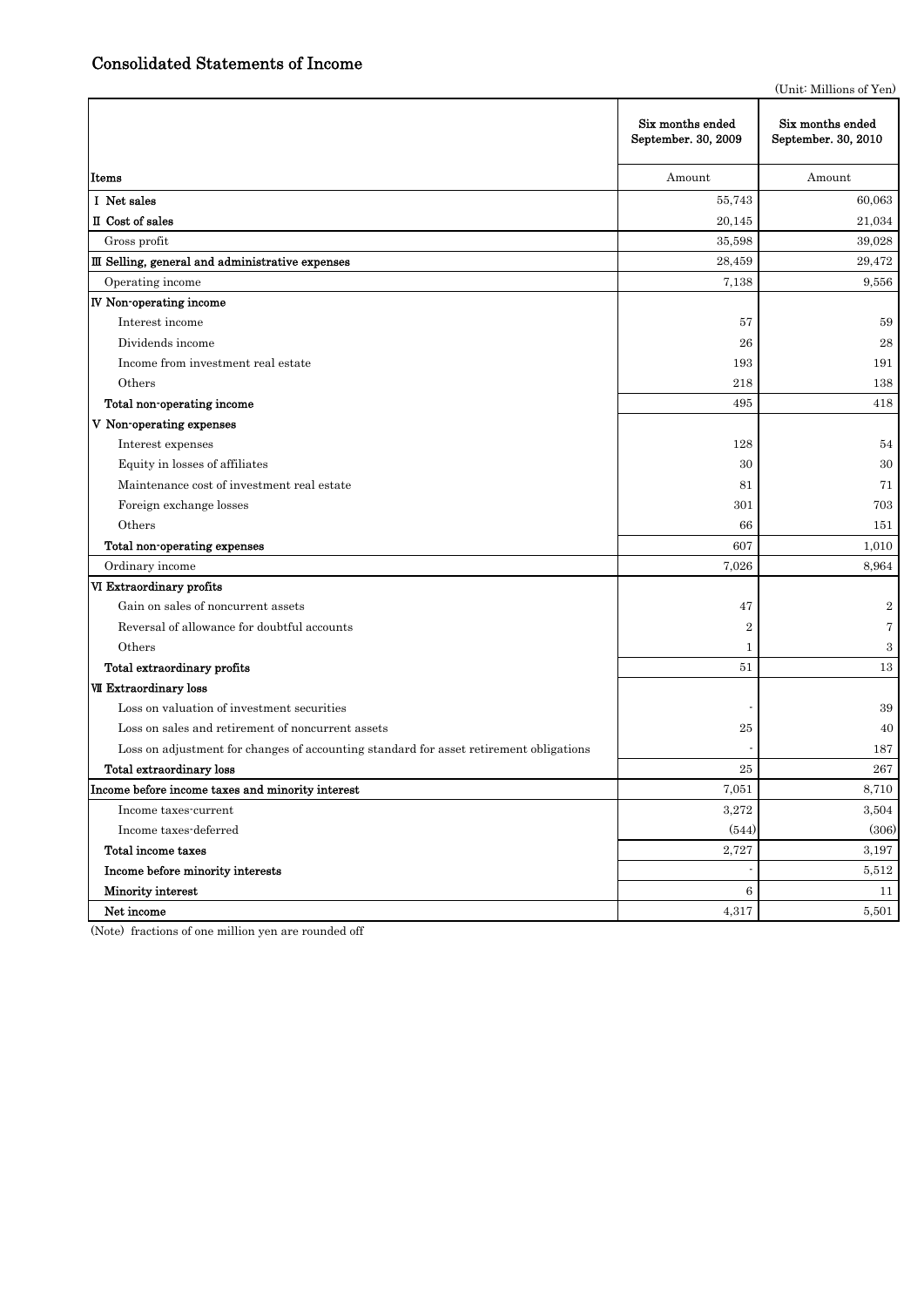## Consolidated Statements of Income

(Unit: Millions of Yen)

| Items | Six months ended September. 30, 2009 | Six months ended September. 30, 2010 |
|---|---|---|
| | Amount | Amount |
| Ⅰ Net sales | 55,743 | 60,063 |
| Ⅱ Cost of sales | 20,145 | 21,034 |
| Gross profit | 35,598 | 39,028 |
| Ⅲ Selling, general and administrative expenses | 28,459 | 29,472 |
| Operating income | 7,138 | 9,556 |
| Ⅳ Non-operating income | | |
| Interest income | 57 | 59 |
| Dividends income | 26 | 28 |
| Income from investment real estate | 193 | 191 |
| Others | 218 | 138 |
| Total non-operating income | 495 | 418 |
| Ⅴ Non-operating expenses | | |
| Interest expenses | 128 | 54 |
| Equity in losses of affiliates | 30 | 30 |
| Maintenance cost of investment real estate | 81 | 71 |
| Foreign exchange losses | 301 | 703 |
| Others | 66 | 151 |
| Total non-operating expenses | 607 | 1,010 |
| Ordinary income | 7,026 | 8,964 |
| Ⅵ Extraordinary profits | | |
| Gain on sales of noncurrent assets | 47 | 2 |
| Reversal of allowance for doubtful accounts | 2 | 7 |
| Others | 1 | 3 |
| Total extraordinary profits | 51 | 13 |
| Ⅶ Extraordinary loss | | |
| Loss on valuation of investment securities | - | 39 |
| Loss on sales and retirement of noncurrent assets | 25 | 40 |
| Loss on adjustment for changes of accounting standard for asset retirement obligations | - | 187 |
| Total extraordinary loss | 25 | 267 |
| Income before income taxes and minority interest | 7,051 | 8,710 |
| Income taxes-current | 3,272 | 3,504 |
| Income taxes-deferred | (544) | (306) |
| Total income taxes | 2,727 | 3,197 |
| Income before minority interests | - | 5,512 |
| Minority interest | 6 | 11 |
| Net income | 4,317 | 5,501 |

(Note) fractions of one million yen are rounded off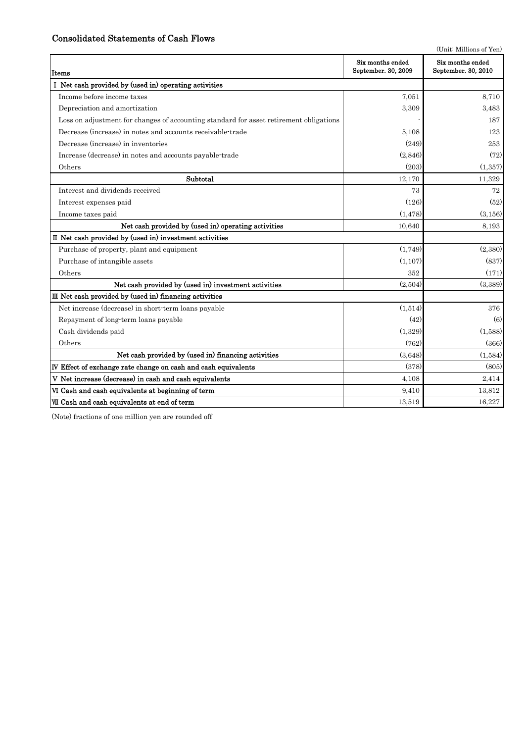## Consolidated Statements of Cash Flows

(Unit: Millions of Yen)

| Items | Six months ended September. 30, 2009 | Six months ended September. 30, 2010 |
|---|---|---|
| I Net cash provided by (used in) operating activities | | |
| Income before income taxes | 7,051 | 8,710 |
| Depreciation and amortization | 3,309 | 3,483 |
| Loss on adjustment for changes of accounting standard for asset retirement obligations | - | 187 |
| Decrease (increase) in notes and accounts receivable-trade | 5,108 | 123 |
| Decrease (increase) in inventories | (249) | 253 |
| Increase (decrease) in notes and accounts payable-trade | (2,846) | (72) |
| Others | (203) | (1,357) |
| Subtotal | 12,170 | 11,329 |
| Interest and dividends received | 73 | 72 |
| Interest expenses paid | (126) | (52) |
| Income taxes paid | (1,478) | (3,156) |
| Net cash provided by (used in) operating activities | 10,640 | 8,193 |
| II Net cash provided by (used in) investment activities | | |
| Purchase of property, plant and equipment | (1,749) | (2,380) |
| Purchase of intangible assets | (1,107) | (837) |
| Others | 352 | (171) |
| Net cash provided by (used in) investment activities | (2,504) | (3,389) |
| III Net cash provided by (used in) financing activities | | |
| Net increase (decrease) in short-term loans payable | (1,514) | 376 |
| Repayment of long-term loans payable | (42) | (6) |
| Cash dividends paid | (1,329) | (1,588) |
| Others | (762) | (366) |
| Net cash provided by (used in) financing activities | (3,648) | (1,584) |
| IV Effect of exchange rate change on cash and cash equivalents | (378) | (805) |
| V Net increase (decrease) in cash and cash equivalents | 4,108 | 2,414 |
| VI Cash and cash equivalents at beginning of term | 9,410 | 13,812 |
| VII Cash and cash equivalents at end of term | 13,519 | 16,227 |

(Note) fractions of one million yen are rounded off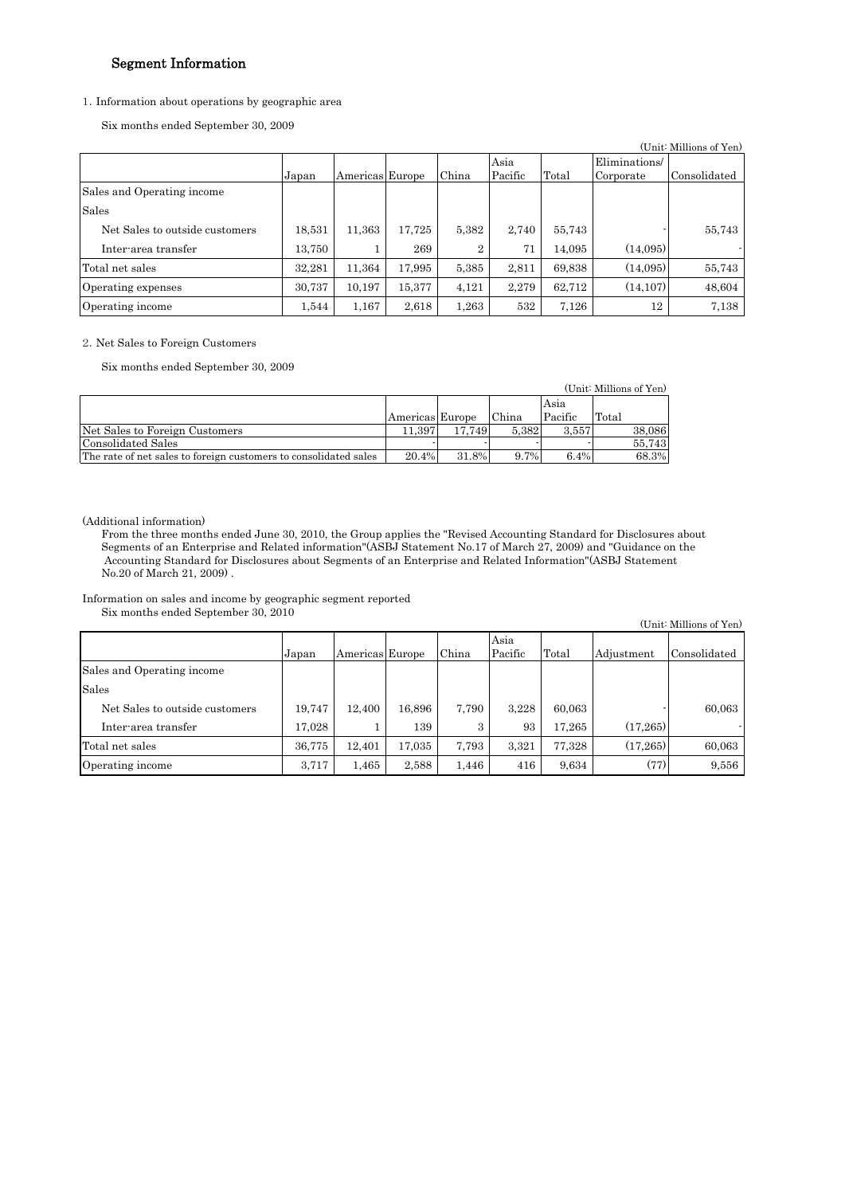# Segment Information

1. Information about operations by geographic area

Six months ended September 30, 2009

(Unit: Millions of Yen)

| | Japan | Americas | Europe | China | Asia Pacific | Total | Eliminations/ Corporate | Consolidated |
|---|---|---|---|---|---|---|---|---|
| Sales and Operating income | | | | | | | | |
| Sales | | | | | | | | |
| Net Sales to outside customers | 18,531 | 11,363 | 17,725 | 5,382 | 2,740 | 55,743 | - | 55,743 |
| Inter-area transfer | 13,750 | 1 | 269 | 2 | 71 | 14,095 | (14,095) | - |
| Total net sales | 32,281 | 11,364 | 17,995 | 5,385 | 2,811 | 69,838 | (14,095) | 55,743 |
| Operating expenses | 30,737 | 10,197 | 15,377 | 4,121 | 2,279 | 62,712 | (14,107) | 48,604 |
| Operating income | 1,544 | 1,167 | 2,618 | 1,263 | 532 | 7,126 | 12 | 7,138 |

2. Net Sales to Foreign Customers

Six months ended September 30, 2009

(Unit: Millions of Yen)

| | Americas | Europe | China | Asia Pacific | Total |
|---|---|---|---|---|---|
| Net Sales to Foreign Customers | 11,397 | 17,749 | 5,382 | 3,557 | 38,086 |
| Consolidated Sales | - | - | - | - | 55,743 |
| The rate of net sales to foreign customers to consolidated sales | 20.4% | 31.8% | 9.7% | 6.4% | 68.3% |

(Additional information)

From the three months ended June 30, 2010, the Group applies the "Revised Accounting Standard for Disclosures about Segments of an Enterprise and Related information"(ASBJ Statement No.17 of March 27, 2009) and "Guidance on the Accounting Standard for Disclosures about Segments of an Enterprise and Related Information"(ASBJ Statement No.20 of March 21, 2009) .

Information on sales and income by geographic segment reported

Six months ended September 30, 2010

(Unit: Millions of Yen)

| | Japan | Americas | Europe | China | Asia Pacific | Total | Adjustment | Consolidated |
|---|---|---|---|---|---|---|---|---|
| Sales and Operating income | | | | | | | | |
| Sales | | | | | | | | |
| Net Sales to outside customers | 19,747 | 12,400 | 16,896 | 7,790 | 3,228 | 60,063 | - | 60,063 |
| Inter-area transfer | 17,028 | 1 | 139 | 3 | 93 | 17,265 | (17,265) | - |
| Total net sales | 36,775 | 12,401 | 17,035 | 7,793 | 3,321 | 77,328 | (17,265) | 60,063 |
| Operating income | 3,717 | 1,465 | 2,588 | 1,446 | 416 | 9,634 | (77) | 9,556 |